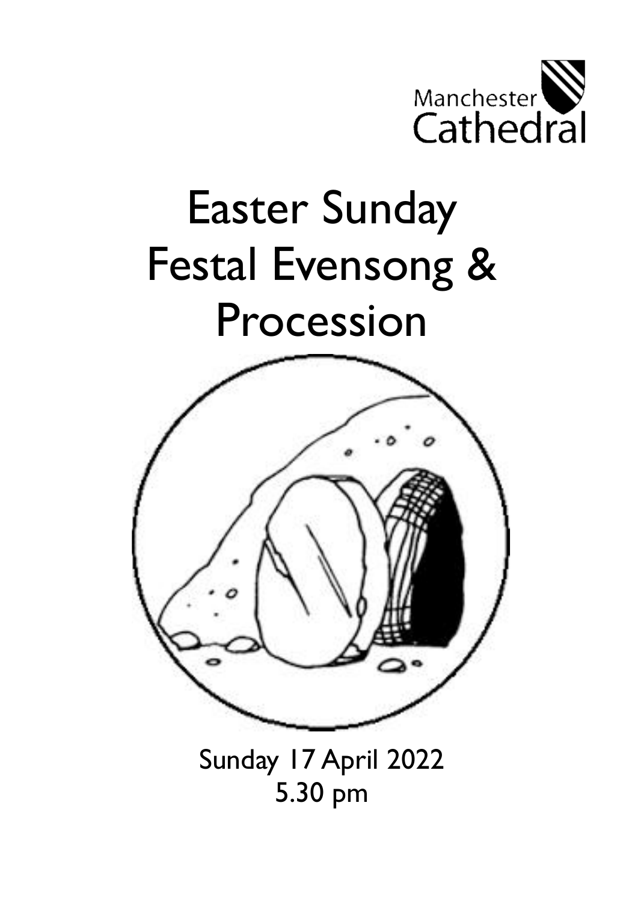Manchester Cathedral

# Easter Sunday Festal Evensong & Procession

Sunday 17 April 2022
5.30 pm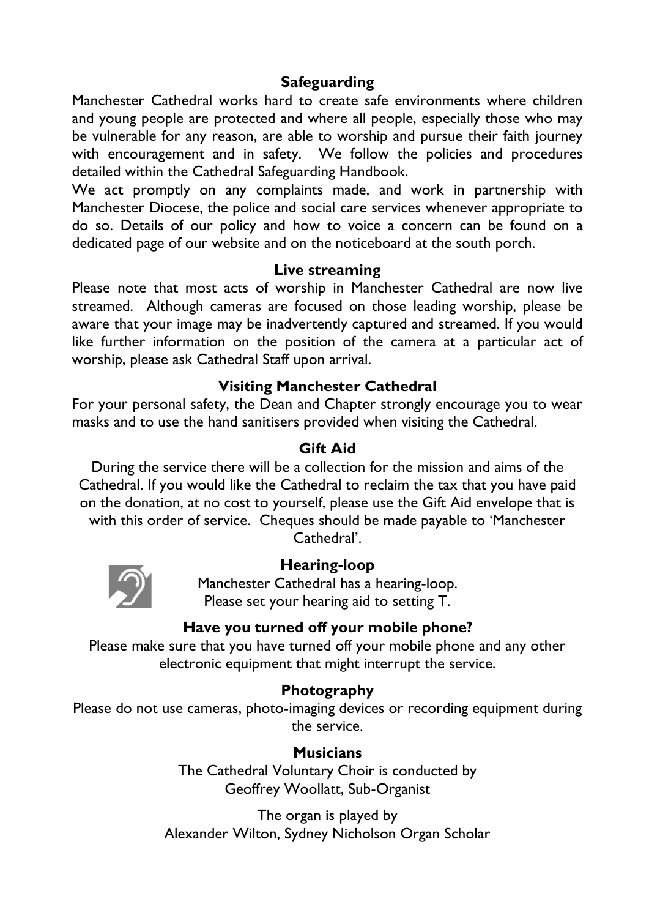## Safeguarding

Manchester Cathedral works hard to create safe environments where children and young people are protected and where all people, especially those who may be vulnerable for any reason, are able to worship and pursue their faith journey with encouragement and in safety. We follow the policies and procedures detailed within the Cathedral Safeguarding Handbook.

We act promptly on any complaints made, and work in partnership with Manchester Diocese, the police and social care services whenever appropriate to do so. Details of our policy and how to voice a concern can be found on a dedicated page of our website and on the noticeboard at the south porch.

## Live streaming

Please note that most acts of worship in Manchester Cathedral are now live streamed. Although cameras are focused on those leading worship, please be aware that your image may be inadvertently captured and streamed. If you would like further information on the position of the camera at a particular act of worship, please ask Cathedral Staff upon arrival.

## Visiting Manchester Cathedral

For your personal safety, the Dean and Chapter strongly encourage you to wear masks and to use the hand sanitisers provided when visiting the Cathedral.

## Gift Aid

During the service there will be a collection for the mission and aims of the Cathedral. If you would like the Cathedral to reclaim the tax that you have paid on the donation, at no cost to yourself, please use the Gift Aid envelope that is with this order of service. Cheques should be made payable to 'Manchester Cathedral'.

## Hearing-loop

Manchester Cathedral has a hearing-loop.
Please set your hearing aid to setting T.

## Have you turned off your mobile phone?

Please make sure that you have turned off your mobile phone and any other electronic equipment that might interrupt the service.

## Photography

Please do not use cameras, photo-imaging devices or recording equipment during the service.

## Musicians

The Cathedral Voluntary Choir is conducted by
Geoffrey Woollatt, Sub-Organist

The organ is played by
Alexander Wilton, Sydney Nicholson Organ Scholar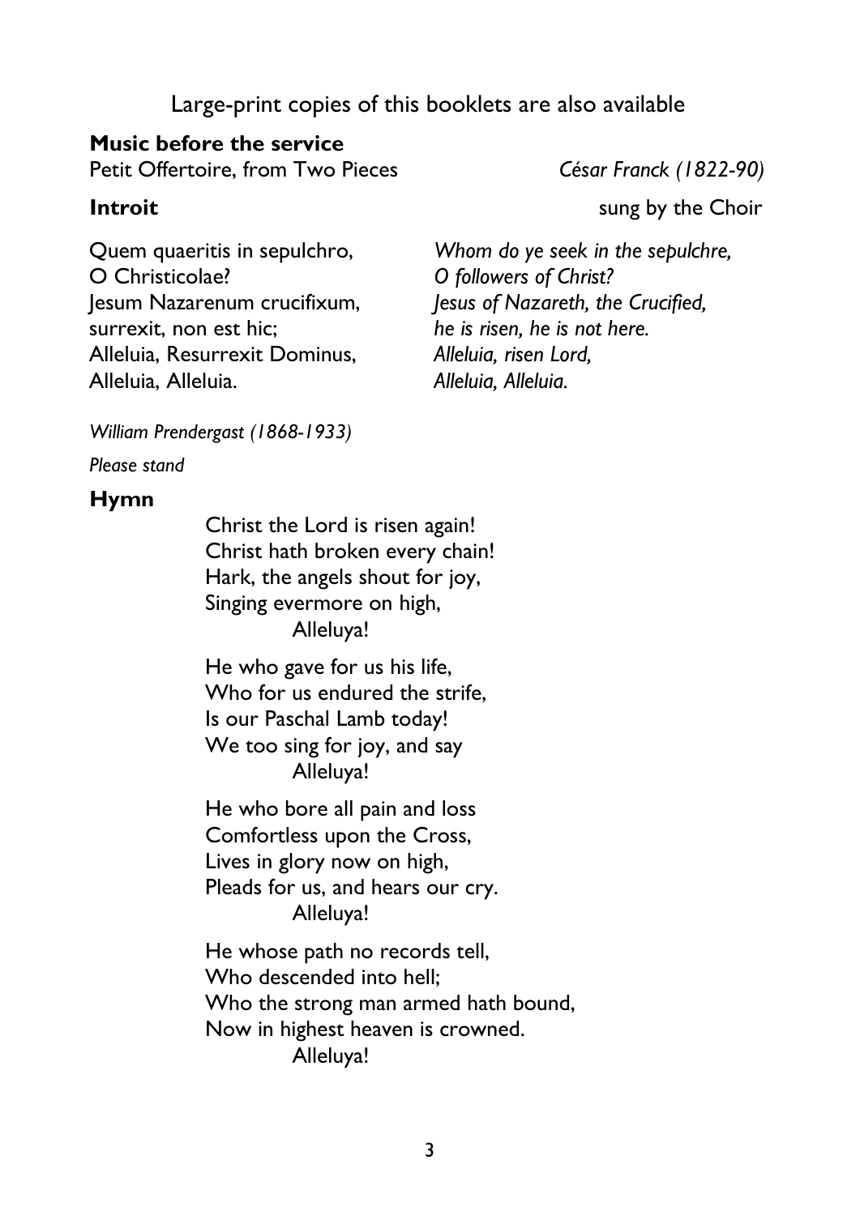Large-print copies of this booklets are also available

**Music before the service**

Petit Offertoire, from Two Pieces *César Franck (1822-90)*

**Introit** sung by the Choir

Quem quaeritis in sepulchro,
O Christicolae?
Jesum Nazarenum crucifixum,
surrexit, non est hic;
Alleluia, Resurrexit Dominus,
Alleluia, Alleluia.

*Whom do ye seek in the sepulchre,*
*O followers of Christ?*
*Jesus of Nazareth, the Crucified,*
*he is risen, he is not here.*
*Alleluia, risen Lord,*
*Alleluia, Alleluia.*

*William Prendergast (1868-1933)*

*Please stand*

**Hymn**

Christ the Lord is risen again!
Christ hath broken every chain!
Hark, the angels shout for joy,
Singing evermore on high,
Alleluya!

He who gave for us his life,
Who for us endured the strife,
Is our Paschal Lamb today!
We too sing for joy, and say
Alleluya!

He who bore all pain and loss
Comfortless upon the Cross,
Lives in glory now on high,
Pleads for us, and hears our cry.
Alleluya!

He whose path no records tell,
Who descended into hell;
Who the strong man armed hath bound,
Now in highest heaven is crowned.
Alleluya!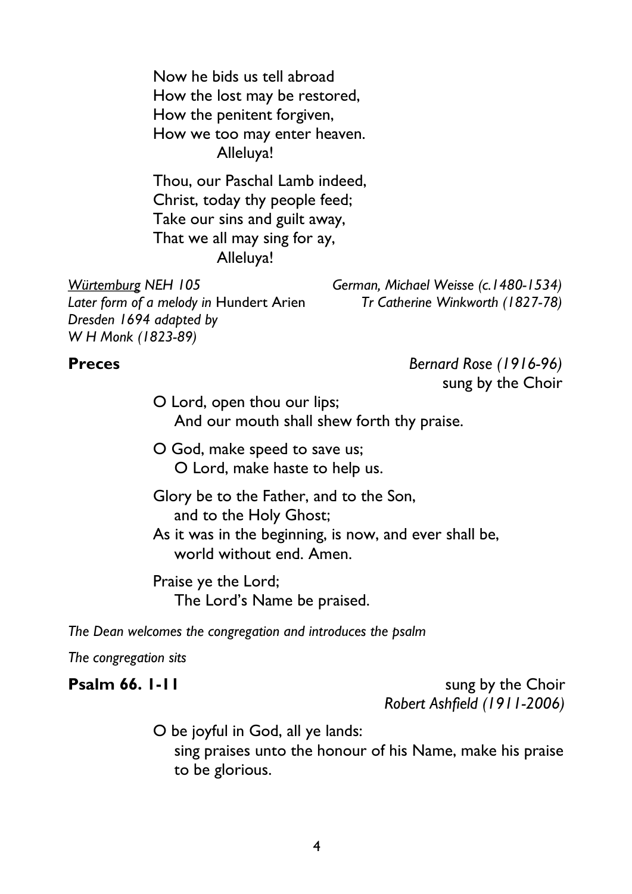Now he bids us tell abroad
How the lost may be restored,
How the penitent forgiven,
How we too may enter heaven.
Alleluya!

Thou, our Paschal Lamb indeed,
Christ, today thy people feed;
Take our sins and guilt away,
That we all may sing for ay,
Alleluya!

*Würtemburg NEH 105*
*Later form of a melody in* Hundert Arien *Dresden 1694 adapted by W H Monk (1823-89)*

*German, Michael Weisse (c.1480-1534)*
*Tr Catherine Winkworth (1827-78)*

**Preces** *Bernard Rose (1916-96)*
sung by the Choir

O Lord, open thou our lips;
And our mouth shall shew forth thy praise.

O God, make speed to save us;
O Lord, make haste to help us.

Glory be to the Father, and to the Son,
and to the Holy Ghost;
As it was in the beginning, is now, and ever shall be,
world without end. Amen.

Praise ye the Lord;
The Lord's Name be praised.

*The Dean welcomes the congregation and introduces the psalm*

*The congregation sits*

**Psalm 66. 1-11** sung by the Choir
*Robert Ashfield (1911-2006)*

O be joyful in God, all ye lands:
sing praises unto the honour of his Name, make his praise to be glorious.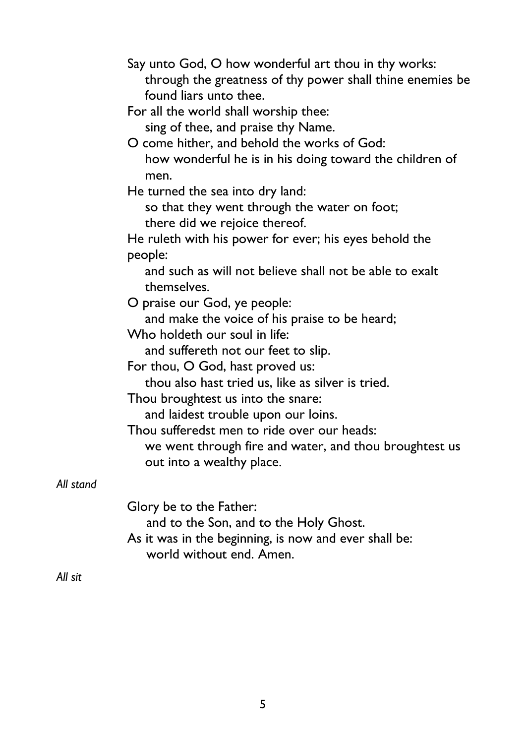Say unto God, O how wonderful art thou in thy works:  
  through the greatness of thy power shall thine enemies be found liars unto thee.  
For all the world shall worship thee:  
  sing of thee, and praise thy Name.  
O come hither, and behold the works of God:  
  how wonderful he is in his doing toward the children of men.  
He turned the sea into dry land:  
  so that they went through the water on foot;  
  there did we rejoice thereof.  
He ruleth with his power for ever; his eyes behold the people:  
  and such as will not believe shall not be able to exalt themselves.  
O praise our God, ye people:  
  and make the voice of his praise to be heard;  
Who holdeth our soul in life:  
  and suffereth not our feet to slip.  
For thou, O God, hast proved us:  
  thou also hast tried us, like as silver is tried.  
Thou broughtest us into the snare:  
  and laidest trouble upon our loins.  
Thou sufferedst men to ride over our heads:  
  we went through fire and water, and thou broughtest us out into a wealthy place.

*All stand*

Glory be to the Father:  
  and to the Son, and to the Holy Ghost.  
As it was in the beginning, is now and ever shall be:  
  world without end. Amen.

*All sit*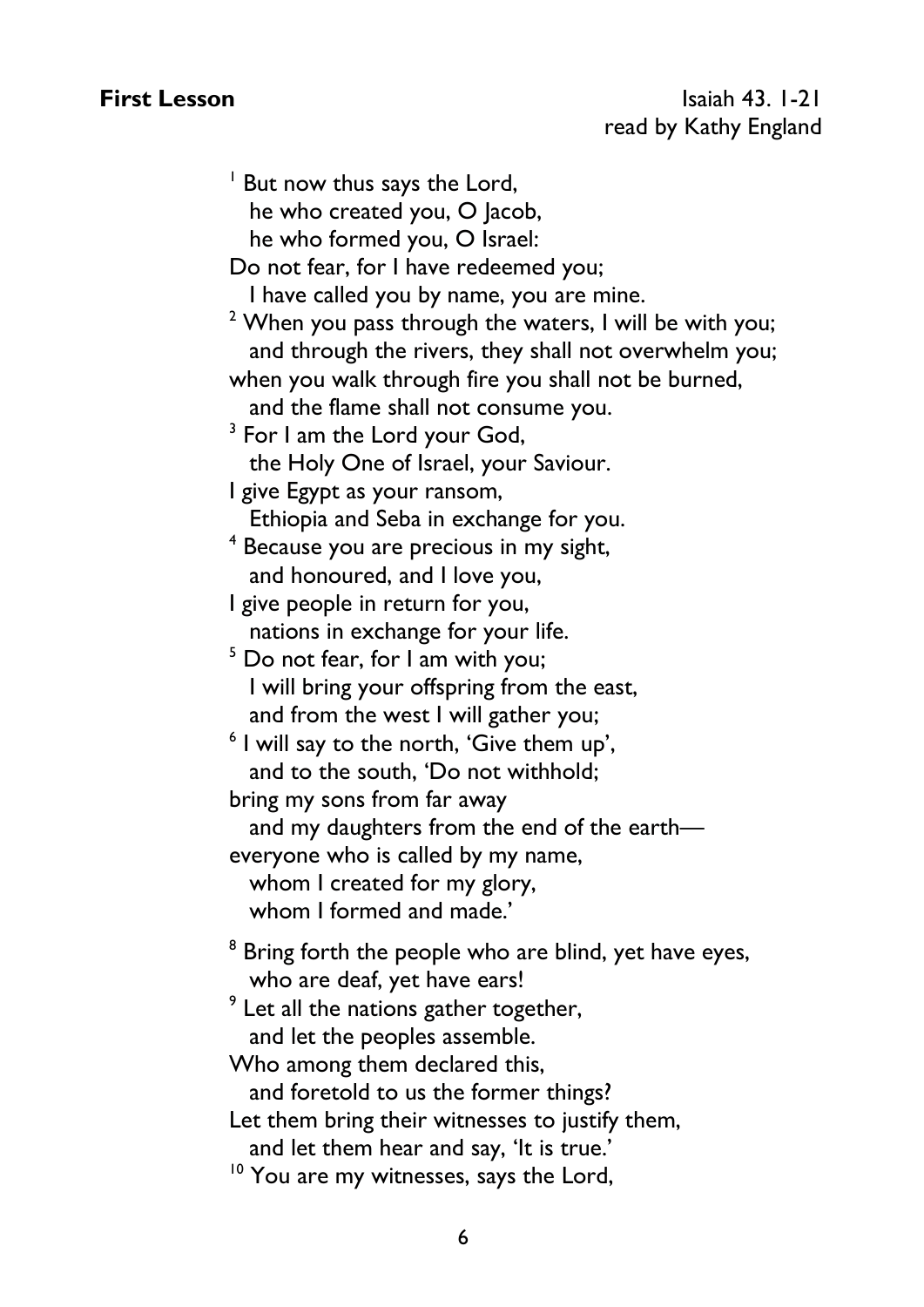**First Lesson** Isaiah 43. 1-21
read by Kathy England

[1] But now thus says the Lord,
he who created you, O Jacob,
he who formed you, O Israel:
Do not fear, for I have redeemed you;
I have called you by name, you are mine.
[2] When you pass through the waters, I will be with you;
and through the rivers, they shall not overwhelm you;
when you walk through fire you shall not be burned,
and the flame shall not consume you.
[3] For I am the Lord your God,
the Holy One of Israel, your Saviour.
I give Egypt as your ransom,
Ethiopia and Seba in exchange for you.
[4] Because you are precious in my sight,
and honoured, and I love you,
I give people in return for you,
nations in exchange for your life.
[5] Do not fear, for I am with you;
I will bring your offspring from the east,
and from the west I will gather you;
[6] I will say to the north, 'Give them up',
and to the south, 'Do not withhold;
bring my sons from far away
and my daughters from the end of the earth—
everyone who is called by my name,
whom I created for my glory,
whom I formed and made.'

[8] Bring forth the people who are blind, yet have eyes,
who are deaf, yet have ears!
[9] Let all the nations gather together,
and let the peoples assemble.
Who among them declared this,
and foretold to us the former things?
Let them bring their witnesses to justify them,
and let them hear and say, 'It is true.'
[10] You are my witnesses, says the Lord,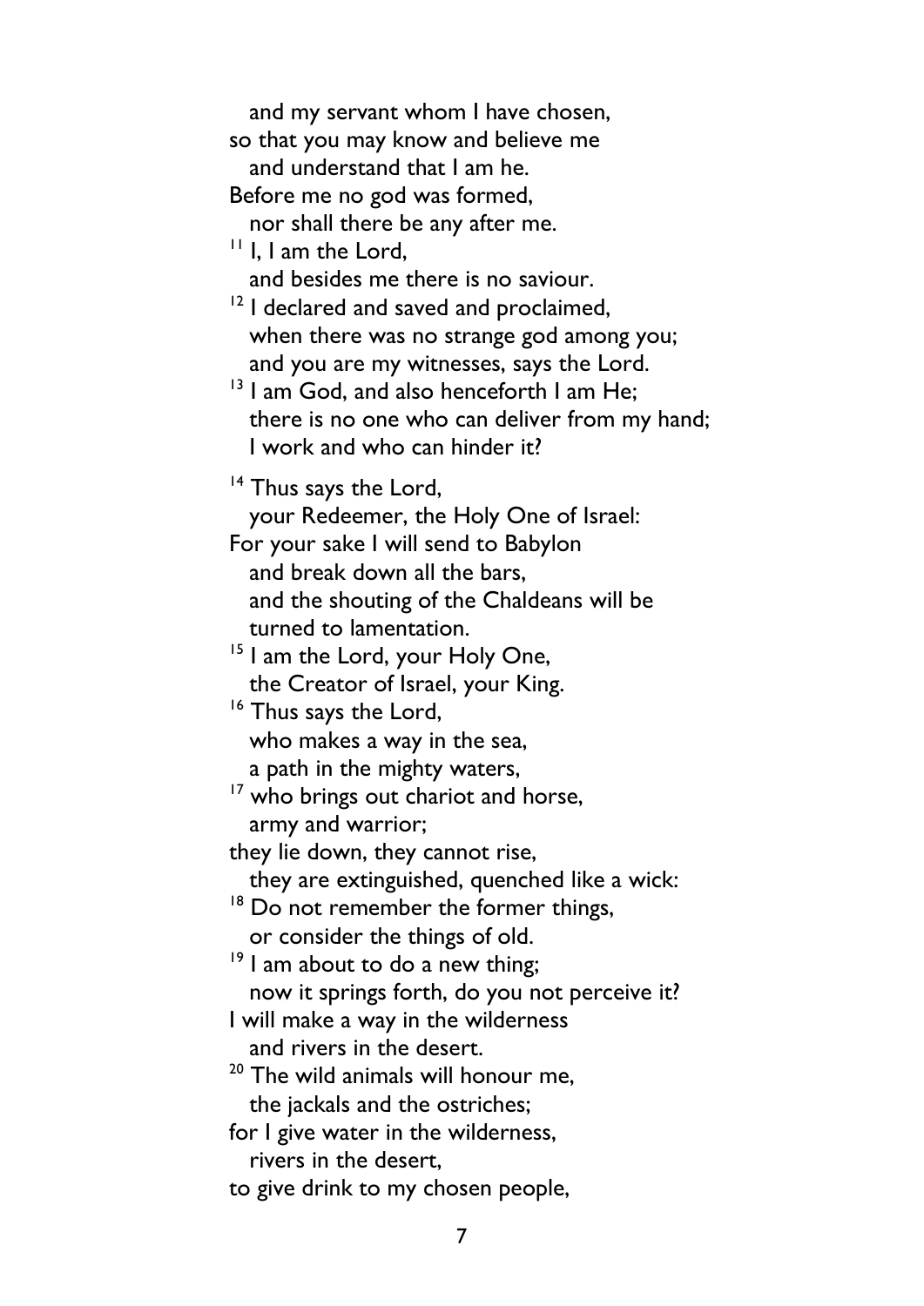and my servant whom I have chosen,  
so that you may know and believe me  
and understand that I am he.  
Before me no god was formed,  
nor shall there be any after me.  
[11] I, I am the Lord,  
and besides me there is no saviour.  
[12] I declared and saved and proclaimed,  
when there was no strange god among you;  
and you are my witnesses, says the Lord.  
[13] I am God, and also henceforth I am He;  
there is no one who can deliver from my hand;  
I work and who can hinder it?

[14] Thus says the Lord,  
your Redeemer, the Holy One of Israel:  
For your sake I will send to Babylon  
and break down all the bars,  
and the shouting of the Chaldeans will be turned to lamentation.  
[15] I am the Lord, your Holy One,  
the Creator of Israel, your King.  
[16] Thus says the Lord,  
who makes a way in the sea,  
a path in the mighty waters,  
[17] who brings out chariot and horse,  
army and warrior;  
they lie down, they cannot rise,  
they are extinguished, quenched like a wick:  
[18] Do not remember the former things,  
or consider the things of old.  
[19] I am about to do a new thing;  
now it springs forth, do you not perceive it?  
I will make a way in the wilderness  
and rivers in the desert.  
[20] The wild animals will honour me,  
the jackals and the ostriches;  
for I give water in the wilderness,  
rivers in the desert,  
to give drink to my chosen people,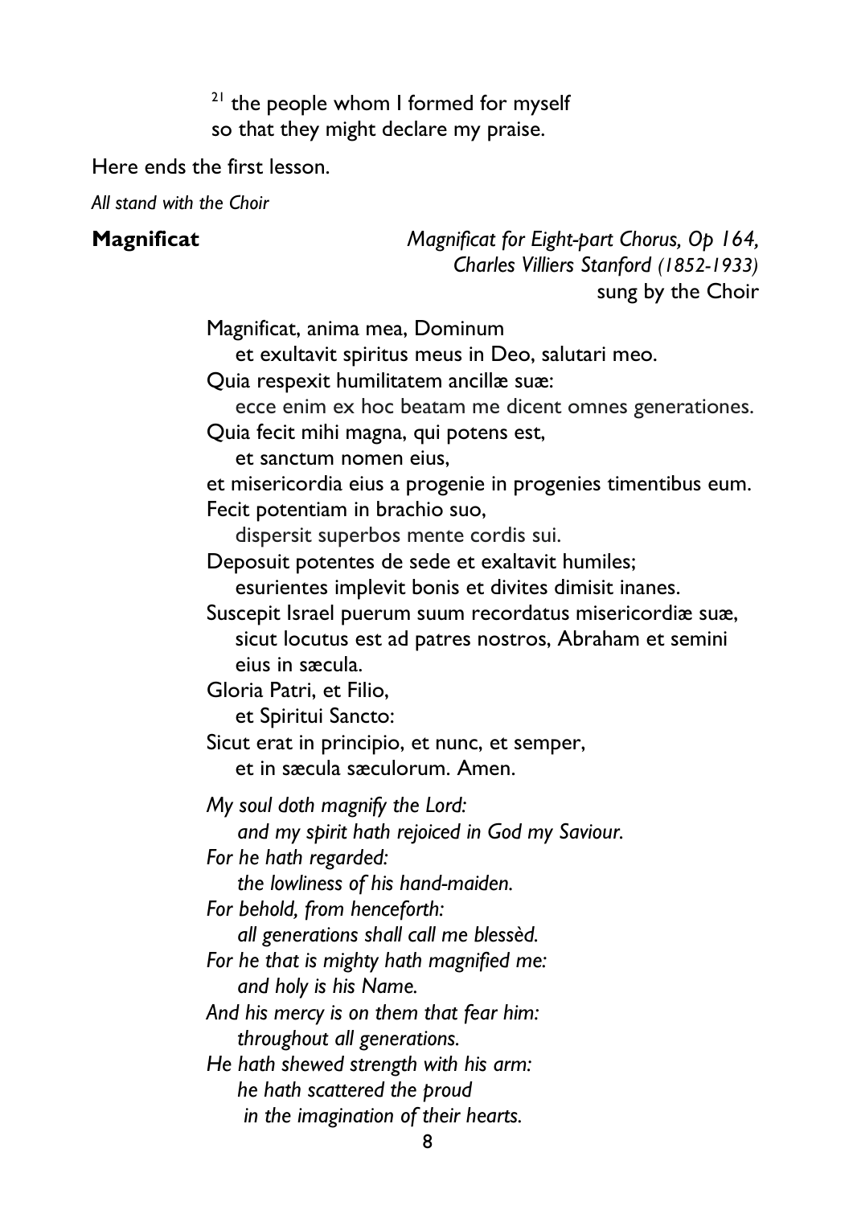[21] the people whom I formed for myself
so that they might declare my praise.

Here ends the first lesson.

*All stand with the Choir*

**Magnificat** *Magnificat for Eight-part Chorus, Op 164, Charles Villiers Stanford (1852-1933)* sung by the Choir

Magnificat, anima mea, Dominum
et exultavit spiritus meus in Deo, salutari meo.
Quia respexit humilitatem ancillæ suæ:
ecce enim ex hoc beatam me dicent omnes generationes.
Quia fecit mihi magna, qui potens est,
et sanctum nomen eius,
et misericordia eius a progenie in progenies timentibus eum.
Fecit potentiam in brachio suo,
dispersit superbos mente cordis sui.
Deposuit potentes de sede et exaltavit humiles;
esurientes implevit bonis et divites dimisit inanes.
Suscepit Israel puerum suum recordatus misericordiæ suæ,
sicut locutus est ad patres nostros, Abraham et semini eius in sæcula.
Gloria Patri, et Filio,
et Spiritui Sancto:
Sicut erat in principio, et nunc, et semper,
et in sæcula sæculorum. Amen.

*My soul doth magnify the Lord:*
*and my spirit hath rejoiced in God my Saviour.*
*For he hath regarded:*
*the lowliness of his hand-maiden.*
*For behold, from henceforth:*
*all generations shall call me blessèd.*
*For he that is mighty hath magnified me:*
*and holy is his Name.*
*And his mercy is on them that fear him:*
*throughout all generations.*
*He hath shewed strength with his arm:*
*he hath scattered the proud*
*in the imagination of their hearts.*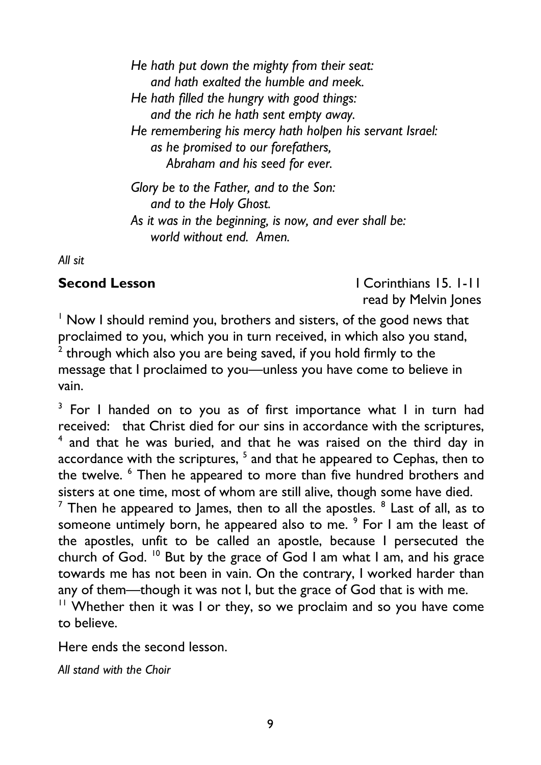*He hath put down the mighty from their seat:*
*and hath exalted the humble and meek.*
*He hath filled the hungry with good things:*
*and the rich he hath sent empty away.*
*He remembering his mercy hath holpen his servant Israel:*
*as he promised to our forefathers,*
*Abraham and his seed for ever.*

*Glory be to the Father, and to the Son:*
*and to the Holy Ghost.*
*As it was in the beginning, is now, and ever shall be:*
*world without end. Amen.*

*All sit*

**Second Lesson** I Corinthians 15. 1-11
read by Melvin Jones

[1] Now I should remind you, brothers and sisters, of the good news that proclaimed to you, which you in turn received, in which also you stand, [2] through which also you are being saved, if you hold firmly to the message that I proclaimed to you—unless you have come to believe in vain.

[3] For I handed on to you as of first importance what I in turn had received: that Christ died for our sins in accordance with the scriptures, [4] and that he was buried, and that he was raised on the third day in accordance with the scriptures, [5] and that he appeared to Cephas, then to the twelve. [6] Then he appeared to more than five hundred brothers and sisters at one time, most of whom are still alive, though some have died. [7] Then he appeared to James, then to all the apostles. [8] Last of all, as to someone untimely born, he appeared also to me. [9] For I am the least of the apostles, unfit to be called an apostle, because I persecuted the church of God. [10] But by the grace of God I am what I am, and his grace towards me has not been in vain. On the contrary, I worked harder than any of them—though it was not I, but the grace of God that is with me. [11] Whether then it was I or they, so we proclaim and so you have come to believe.

Here ends the second lesson.

*All stand with the Choir*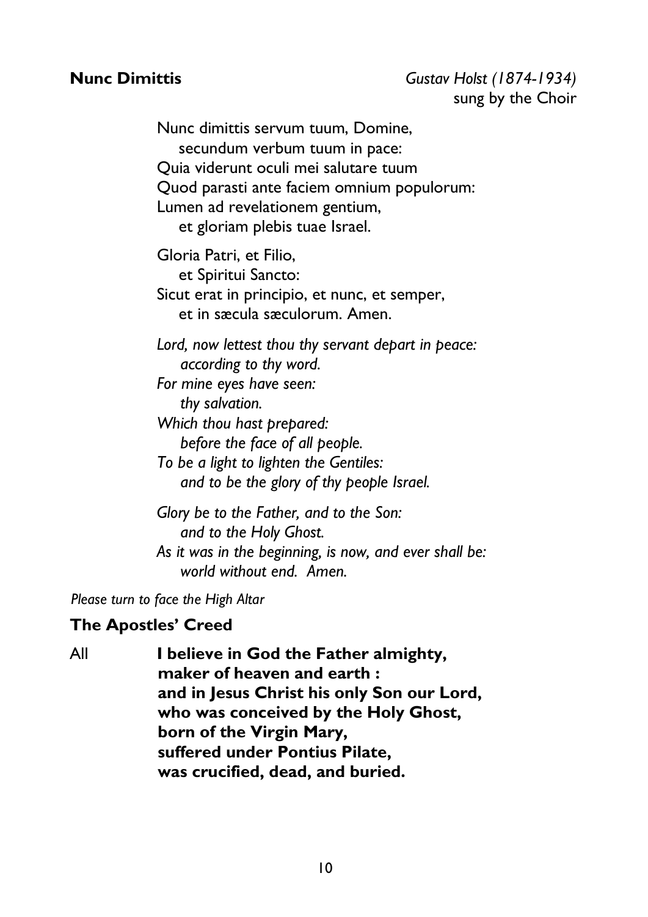**Nunc Dimittis** *Gustav Holst (1874-1934)*
sung by the Choir

Nunc dimittis servum tuum, Domine,
secundum verbum tuum in pace:
Quia viderunt oculi mei salutare tuum
Quod parasti ante faciem omnium populorum:
Lumen ad revelationem gentium,
et gloriam plebis tuae Israel.

Gloria Patri, et Filio,
et Spiritui Sancto:
Sicut erat in principio, et nunc, et semper,
et in sæcula sæculorum. Amen.

*Lord, now lettest thou thy servant depart in peace:*
*according to thy word.*
*For mine eyes have seen:*
*thy salvation.*
*Which thou hast prepared:*
*before the face of all people.*
*To be a light to lighten the Gentiles:*
*and to be the glory of thy people Israel.*

*Glory be to the Father, and to the Son:*
*and to the Holy Ghost.*
*As it was in the beginning, is now, and ever shall be:*
*world without end. Amen.*

*Please turn to face the High Altar*

### The Apostles' Creed

All **I believe in God the Father almighty,**
**maker of heaven and earth :**
**and in Jesus Christ his only Son our Lord,**
**who was conceived by the Holy Ghost,**
**born of the Virgin Mary,**
**suffered under Pontius Pilate,**
**was crucified, dead, and buried.**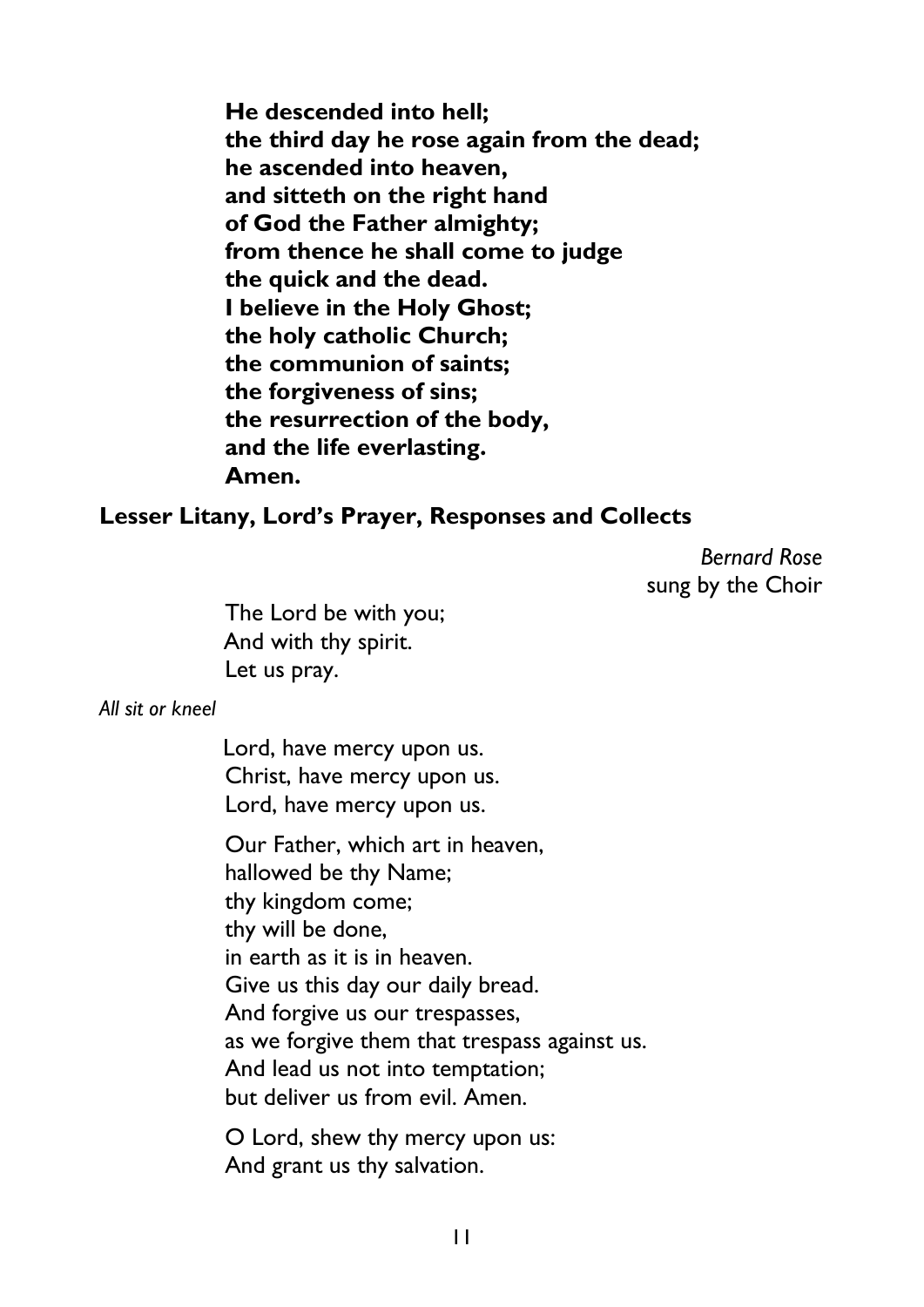**He descended into hell;**
**the third day he rose again from the dead;**
**he ascended into heaven,**
**and sitteth on the right hand**
**of God the Father almighty;**
**from thence he shall come to judge**
**the quick and the dead.**
**I believe in the Holy Ghost;**
**the holy catholic Church;**
**the communion of saints;**
**the forgiveness of sins;**
**the resurrection of the body,**
**and the life everlasting.**
**Amen.**

### Lesser Litany, Lord's Prayer, Responses and Collects

*Bernard Rose*
sung by the Choir

The Lord be with you;
And with thy spirit.
Let us pray.

*All sit or kneel*

Lord, have mercy upon us.
Christ, have mercy upon us.
Lord, have mercy upon us.

Our Father, which art in heaven,
hallowed be thy Name;
thy kingdom come;
thy will be done,
in earth as it is in heaven.
Give us this day our daily bread.
And forgive us our trespasses,
as we forgive them that trespass against us.
And lead us not into temptation;
but deliver us from evil. Amen.

O Lord, shew thy mercy upon us:
And grant us thy salvation.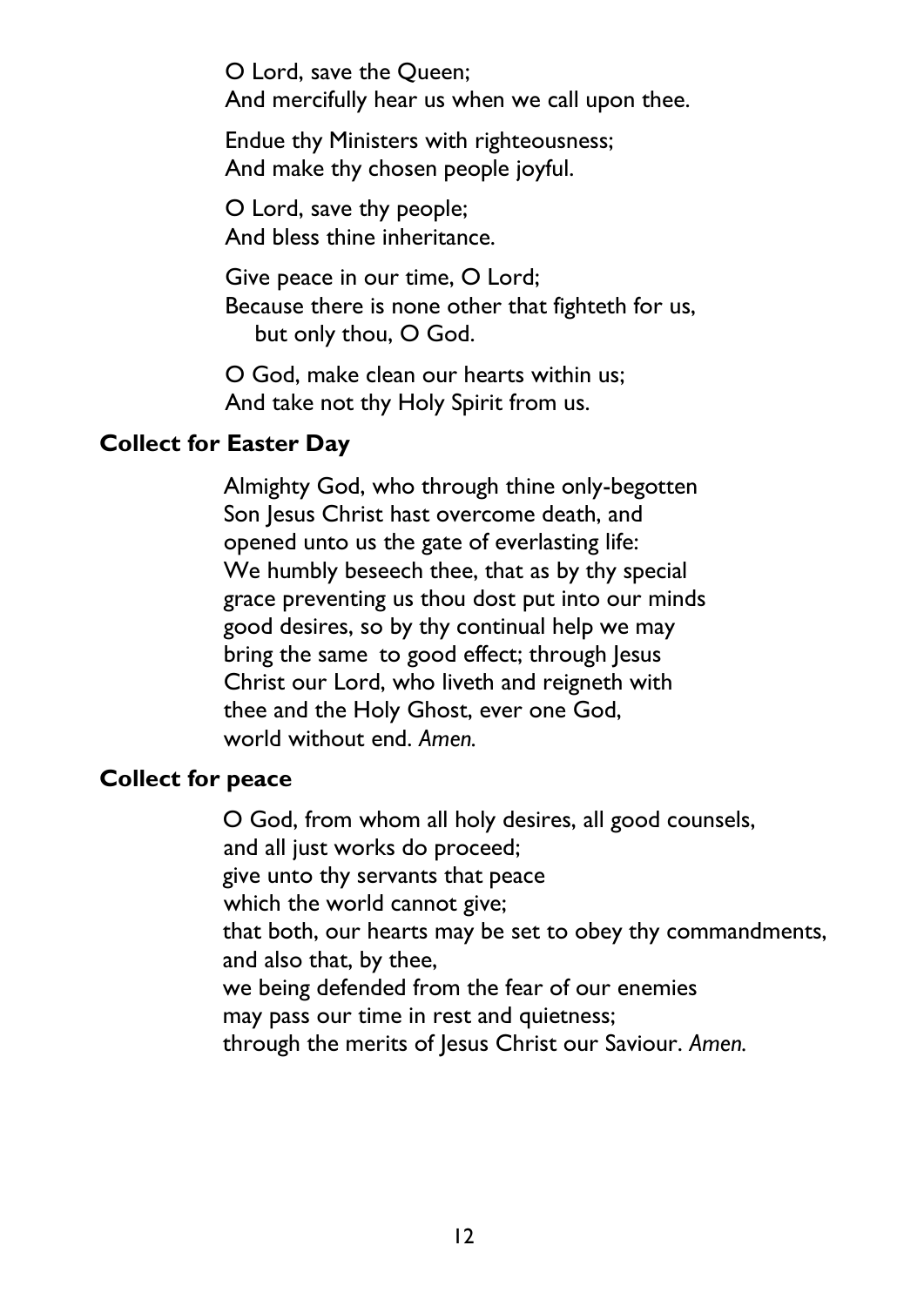O Lord, save the Queen;
And mercifully hear us when we call upon thee.

Endue thy Ministers with righteousness;
And make thy chosen people joyful.

O Lord, save thy people;
And bless thine inheritance.

Give peace in our time, O Lord;
Because there is none other that fighteth for us,
but only thou, O God.

O God, make clean our hearts within us;
And take not thy Holy Spirit from us.

**Collect for Easter Day**

Almighty God, who through thine only-begotten Son Jesus Christ hast overcome death, and opened unto us the gate of everlasting life: We humbly beseech thee, that as by thy special grace preventing us thou dost put into our minds good desires, so by thy continual help we may bring the same to good effect; through Jesus Christ our Lord, who liveth and reigneth with thee and the Holy Ghost, ever one God, world without end. *Amen.*

**Collect for peace**

O God, from whom all holy desires, all good counsels,
and all just works do proceed;
give unto thy servants that peace
which the world cannot give;
that both, our hearts may be set to obey thy commandments,
and also that, by thee,
we being defended from the fear of our enemies
may pass our time in rest and quietness;
through the merits of Jesus Christ our Saviour. *Amen.*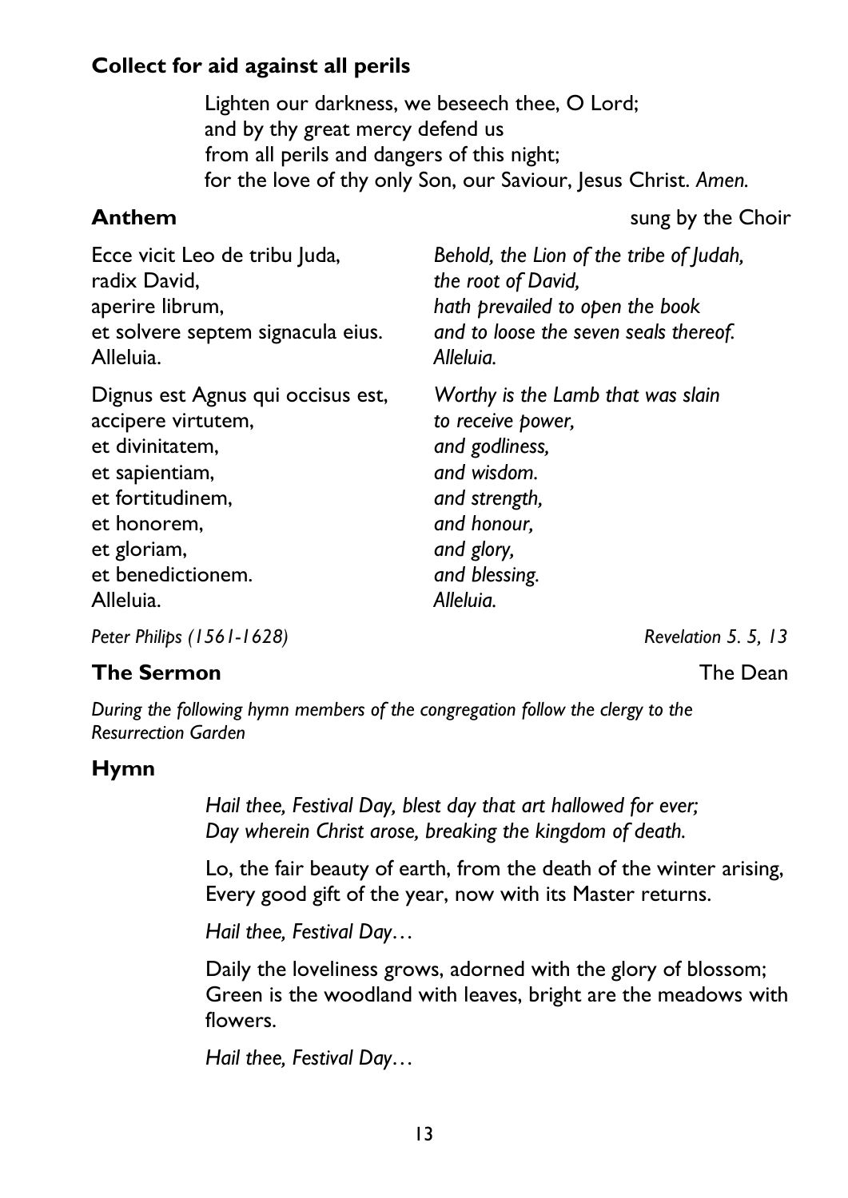**Collect for aid against all perils**

Lighten our darkness, we beseech thee, O Lord;  
and by thy great mercy defend us  
from all perils and dangers of this night;  
for the love of thy only Son, our Saviour, Jesus Christ. *Amen.*

**Anthem** sung by the Choir

| | |
|---|---|
| Ecce vicit Leo de tribu Juda, | *Behold, the Lion of the tribe of Judah,* |
| radix David, | *the root of David,* |
| aperire librum, | *hath prevailed to open the book* |
| et solvere septem signacula eius. | *and to loose the seven seals thereof.* |
| Alleluia. | *Alleluia.* |
| Dignus est Agnus qui occisus est, | *Worthy is the Lamb that was slain* |
| accipere virtutem, | *to receive power,* |
| et divinitatem, | *and godliness,* |
| et sapientiam, | *and wisdom.* |
| et fortitudinem, | *and strength,* |
| et honorem, | *and honour,* |
| et gloriam, | *and glory,* |
| et benedictionem. | *and blessing.* |
| Alleluia. | *Alleluia.* |

*Peter Philips (1561-1628)* *Revelation 5. 5, 13*

**The Sermon** The Dean

*During the following hymn members of the congregation follow the clergy to the Resurrection Garden*

**Hymn**

*Hail thee, Festival Day, blest day that art hallowed for ever;*  
*Day wherein Christ arose, breaking the kingdom of death.*

Lo, the fair beauty of earth, from the death of the winter arising,  
Every good gift of the year, now with its Master returns.

*Hail thee, Festival Day…*

Daily the loveliness grows, adorned with the glory of blossom;  
Green is the woodland with leaves, bright are the meadows with flowers.

*Hail thee, Festival Day…*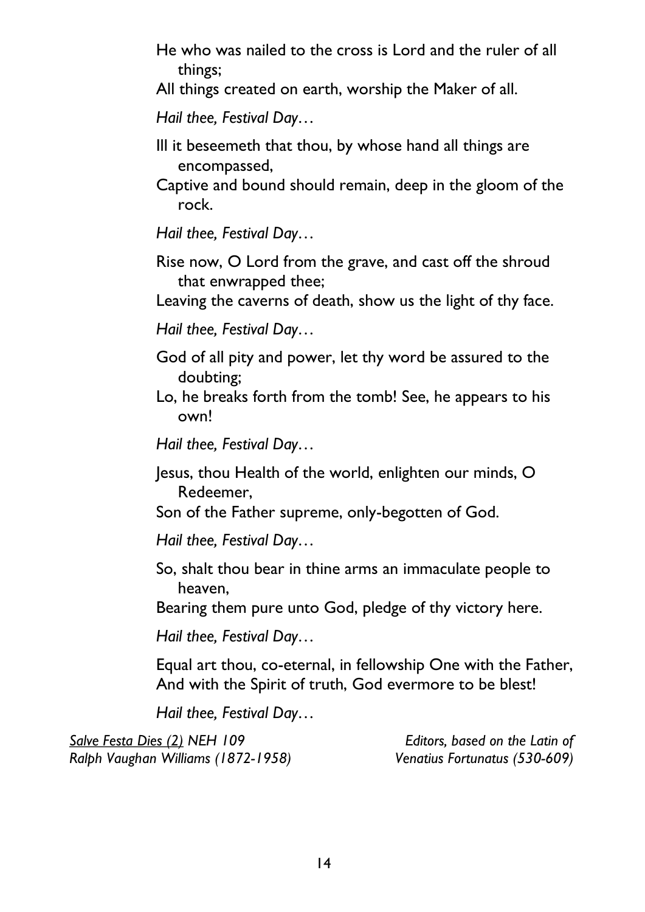He who was nailed to the cross is Lord and the ruler of all things;
All things created on earth, worship the Maker of all.

*Hail thee, Festival Day…*

Ill it beseemeth that thou, by whose hand all things are encompassed,
Captive and bound should remain, deep in the gloom of the rock.

*Hail thee, Festival Day…*

Rise now, O Lord from the grave, and cast off the shroud that enwrapped thee;
Leaving the caverns of death, show us the light of thy face.

*Hail thee, Festival Day…*

God of all pity and power, let thy word be assured to the doubting;
Lo, he breaks forth from the tomb! See, he appears to his own!

*Hail thee, Festival Day…*

Jesus, thou Health of the world, enlighten our minds, O Redeemer,
Son of the Father supreme, only-begotten of God.

*Hail thee, Festival Day…*

So, shalt thou bear in thine arms an immaculate people to heaven,
Bearing them pure unto God, pledge of thy victory here.

*Hail thee, Festival Day…*

Equal art thou, co-eternal, in fellowship One with the Father,
And with the Spirit of truth, God evermore to be blest!

*Hail thee, Festival Day…*

*Salve Festa Dies (2) NEH 109* — *Editors, based on the Latin of*
*Ralph Vaughan Williams (1872-1958)* — *Venatius Fortunatus (530-609)*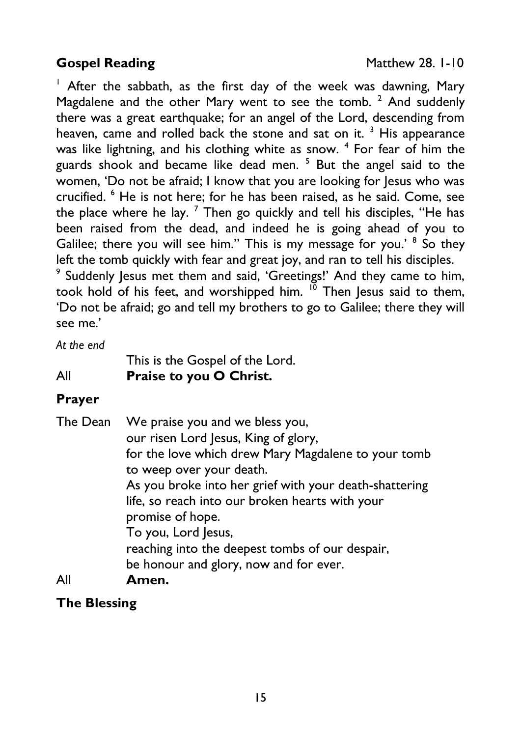## Gospel Reading

Matthew 28. 1-10

[1] After the sabbath, as the first day of the week was dawning, Mary Magdalene and the other Mary went to see the tomb. [2] And suddenly there was a great earthquake; for an angel of the Lord, descending from heaven, came and rolled back the stone and sat on it. [3] His appearance was like lightning, and his clothing white as snow. [4] For fear of him the guards shook and became like dead men. [5] But the angel said to the women, 'Do not be afraid; I know that you are looking for Jesus who was crucified. [6] He is not here; for he has been raised, as he said. Come, see the place where he lay. [7] Then go quickly and tell his disciples, "He has been raised from the dead, and indeed he is going ahead of you to Galilee; there you will see him." This is my message for you.' [8] So they left the tomb quickly with fear and great joy, and ran to tell his disciples.
[9] Suddenly Jesus met them and said, 'Greetings!' And they came to him, took hold of his feet, and worshipped him. [10] Then Jesus said to them, 'Do not be afraid; go and tell my brothers to go to Galilee; there they will see me.'

*At the end*

This is the Gospel of the Lord.
All **Praise to you O Christ.**

## Prayer

The Dean We praise you and we bless you,
our risen Lord Jesus, King of glory,
for the love which drew Mary Magdalene to your tomb
to weep over your death.
As you broke into her grief with your death-shattering
life, so reach into our broken hearts with your
promise of hope.
To you, Lord Jesus,
reaching into the deepest tombs of our despair,
be honour and glory, now and for ever.
All **Amen.**

## The Blessing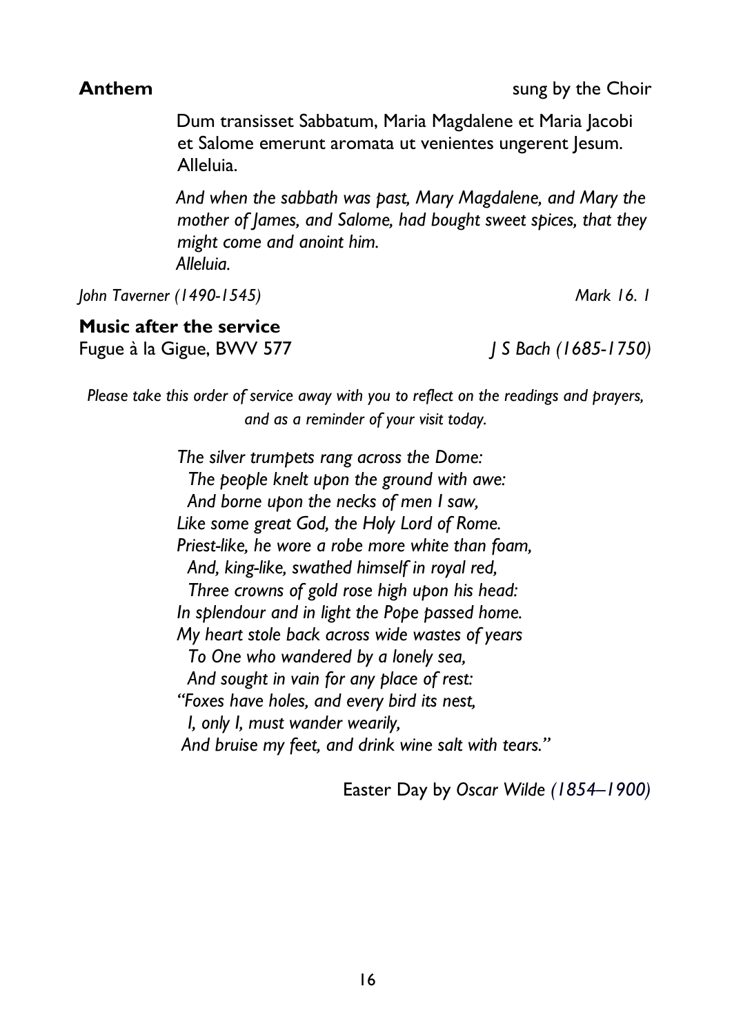**Anthem** sung by the Choir

Dum transisset Sabbatum, Maria Magdalene et Maria Jacobi et Salome emerunt aromata ut venientes ungerent Jesum. Alleluia.

*And when the sabbath was past, Mary Magdalene, and Mary the mother of James, and Salome, had bought sweet spices, that they might come and anoint him.*
*Alleluia.*

*John Taverner (1490-1545)* *Mark 16. 1*

**Music after the service**

Fugue à la Gigue, BWV 577 *J S Bach (1685-1750)*

*Please take this order of service away with you to reflect on the readings and prayers, and as a reminder of your visit today.*

*The silver trumpets rang across the Dome:*
*The people knelt upon the ground with awe:*
*And borne upon the necks of men I saw,*
*Like some great God, the Holy Lord of Rome.*
*Priest-like, he wore a robe more white than foam,*
*And, king-like, swathed himself in royal red,*
*Three crowns of gold rose high upon his head:*
*In splendour and in light the Pope passed home.*
*My heart stole back across wide wastes of years*
*To One who wandered by a lonely sea,*
*And sought in vain for any place of rest:*
*"Foxes have holes, and every bird its nest,*
*I, only I, must wander wearily,*
*And bruise my feet, and drink wine salt with tears."*

Easter Day by *Oscar Wilde (1854–1900)*